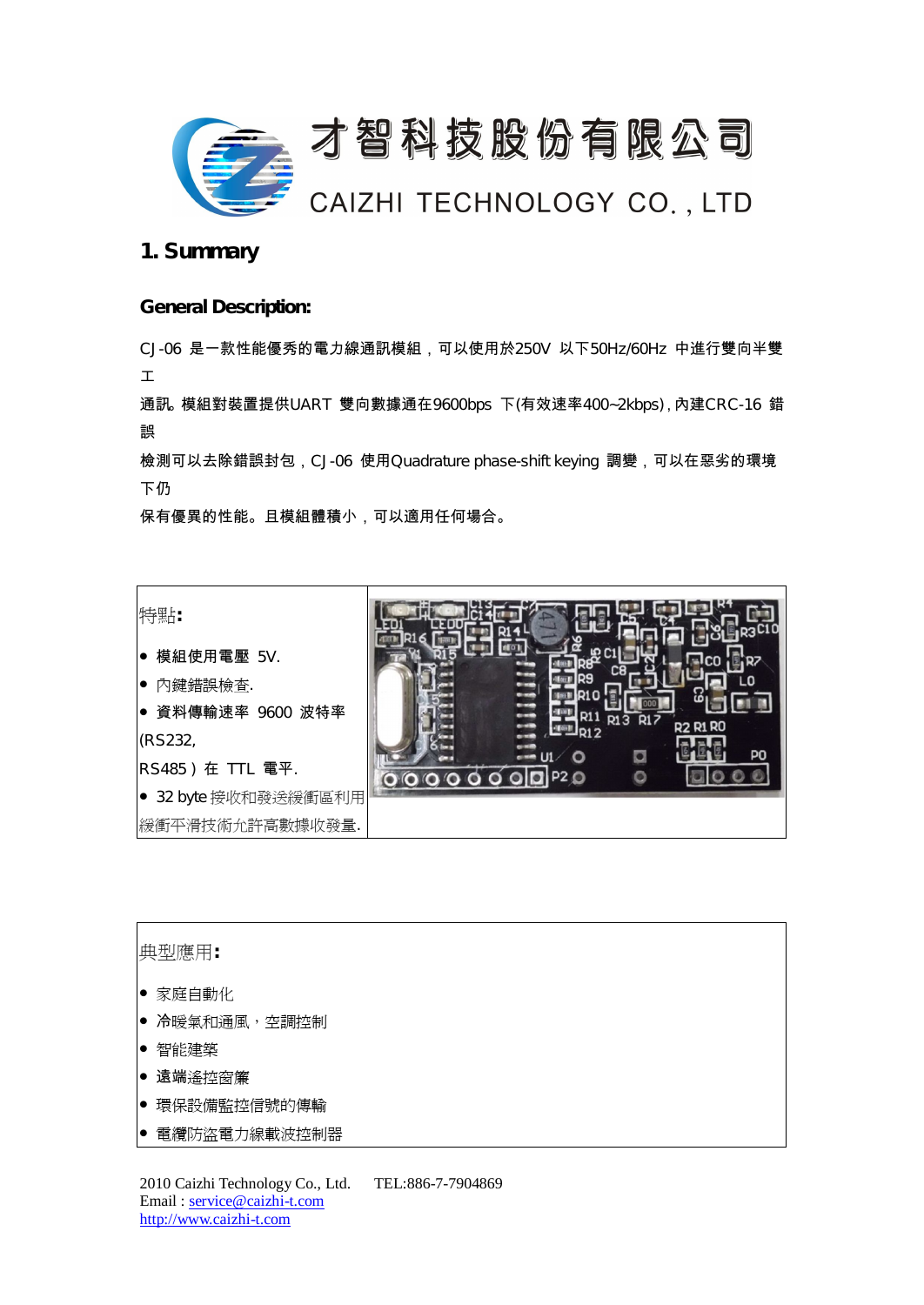才智科技股份有限公司

CAIZHI TECHNOLOGY CO., LTD

# 1. Summary

## General Description:

CJ-06 是一款性能優秀的電力線通訊模組，可以使用於250V 以下50Hz/60Hz 中進行雙向半雙工

通訊. 模組對裝置提供UART 雙向數據通在9600bps 下(有效速率400~2kbps), 內建CRC-16 錯誤

檢測可以去除錯誤封包，CJ-06 使用Quadrature phase-shift keying 調變，可以在惡劣的環境下仍

保有優異的性能。且模組體積小，可以適用任何場合。

| 特點: | |
|---|---|
| • 模組使用電壓 5V.<br>• 內鍵錯誤檢查.<br>• 資料傳輸速率 9600 波特率 (RS232, RS485 ) 在 TTL 電平.<br>• 32 byte 接收和發送緩衝區利用緩衝平滑技術允許高數據收發量. | |

典型應用:

- 家庭自動化
- 冷暖氣和通風，空調控制
- 智能建築
- 遠端遙控窗簾
- 環保設備監控信號的傳輸
- 電纜防盜電力線載波控制器

2010 Caizhi Technology Co., Ltd. TEL:886-7-7904869
Email : service@caizhi-t.com
http://www.caizhi-t.com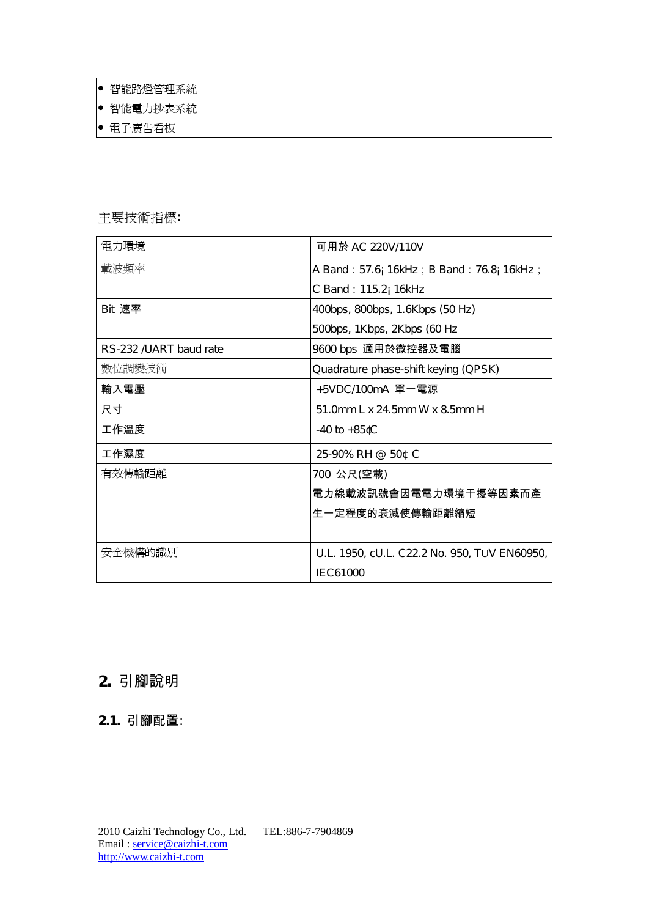| |
|---|
| ● 智能路燈管理系統<br>● 智能電力抄表系統<br>● 電子廣告看板 |

主要技術指標**:**

| 電力環境 | 可用於 AC 220V/110V |
|---|---|
| 載波頻率 | A Band：57.6¡ 16kHz；B Band：76.8¡ 16kHz；<br>C Band：115.2¡ 16kHz |
| Bit 速率 | 400bps, 800bps, 1.6Kbps (50 Hz)<br>500bps, 1Kbps, 2Kbps (60 Hz |
| RS-232 /UART baud rate | 9600 bps 適用於微控器及電腦 |
| 數位調變技術 | Quadrature phase-shift keying (QPSK) |
| 輸入電壓 | +5VDC/100mA 單一電源 |
| 尺寸 | 51.0mm L x 24.5mm W x 8.5mm H |
| 工作溫度 | -40 to +85¢C |
| 工作濕度 | 25-90% RH @ 50¢ C |
| 有效傳輸距離 | 700 公尺(空載)<br>電力線載波訊號會因電電力環境干擾等因素而產生一定程度的衰減使傳輸距離縮短 |
| 安全機構的識別 | U.L. 1950, cU.L. C22.2 No. 950, TUV EN60950, IEC61000 |

## 2. 引腳說明

### 2.1. 引腳配置: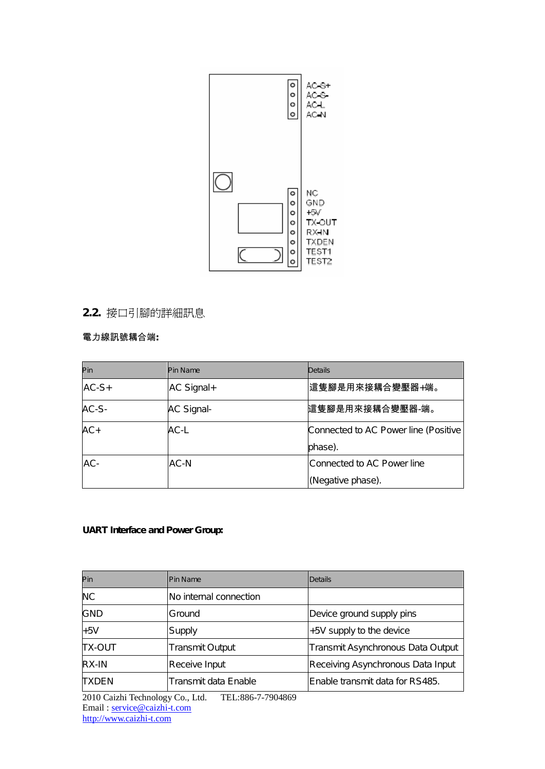AC-S+
AC-S-
AC-L
AC-N

NC
GND
+5V
TX-OUT
RX-IN
TXDEN
TEST1
TEST2

## 2.2. 接口引腳的詳細訊息

**電力線訊號耦合端:**

| Pin | Pin Name | Details |
|---|---|---|
| AC-S+ | AC Signal+ | 這隻腳是用來接耦合變壓器+端。 |
| AC-S- | AC Signal- | 這隻腳是用來接耦合變壓器-端。 |
| AC+ | AC-L | Connected to AC Power line (Positive phase). |
| AC- | AC-N | Connected to AC Power line (Negative phase). |

**UART Interface and Power Group:**

| Pin | Pin Name | Details |
|---|---|---|
| NC | No internal connection | |
| GND | Ground | Device ground supply pins |
| +5V | Supply | +5V supply to the device |
| TX-OUT | Transmit Output | Transmit Asynchronous Data Output |
| RX-IN | Receive Input | Receiving Asynchronous Data Input |
| TXDEN | Transmit data Enable | Enable transmit data for RS485. |

2010 Caizhi Technology Co., Ltd. TEL:886-7-7904869
Email : service@caizhi-t.com
http://www.caizhi-t.com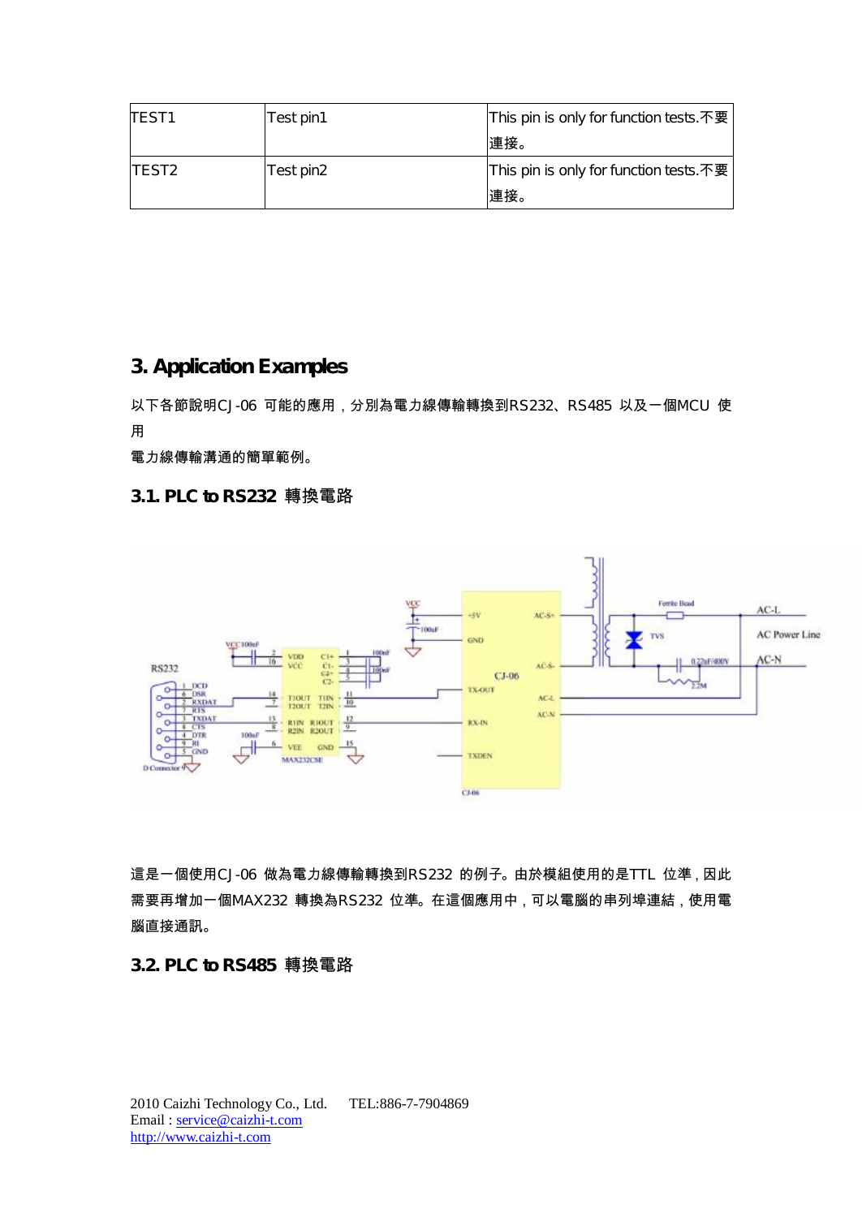| TEST1 | Test pin1 | This pin is only for function tests.不要連接。 |
|---|---|---|
| TEST2 | Test pin2 | This pin is only for function tests.不要連接。 |

## 3. Application Examples

以下各節說明CJ-06 可能的應用，分別為電力線傳輸轉換到RS232、RS485 以及一個MCU 使用
電力線傳輸溝通的簡單範例。

### 3.1. PLC to RS232 轉換電路

這是一個使用CJ-06 做為電力線傳輸轉換到RS232 的例子。由於模組使用的是TTL 位準，因此需要再增加一個MAX232 轉換為RS232 位準。在這個應用中，可以電腦的串列埠連結，使用電腦直接通訊。

### 3.2. PLC to RS485 轉換電路

2010 Caizhi Technology Co., Ltd. TEL:886-7-7904869
Email : service@caizhi-t.com
http://www.caizhi-t.com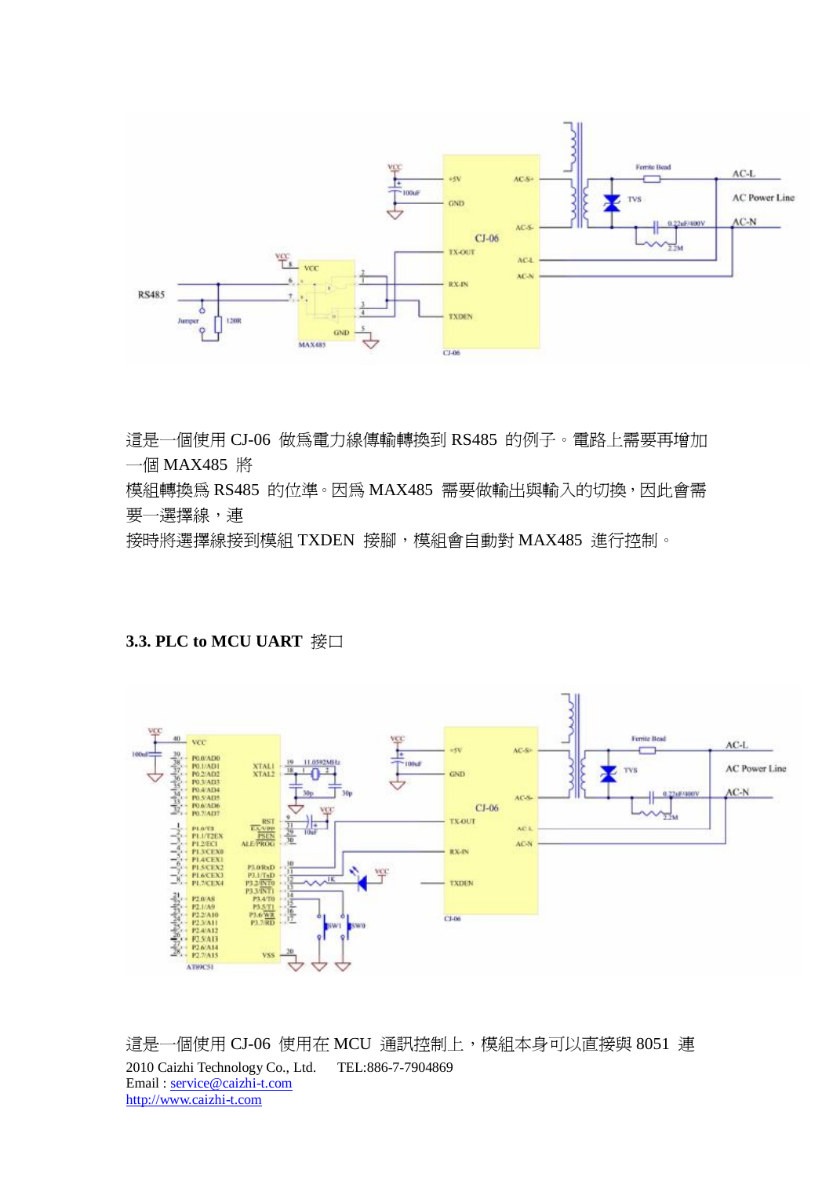這是一個使用 CJ-06 做為電力線傳輸轉換到 RS485 的例子。電路上需要再增加一個 MAX485 將
模組轉換為 RS485 的位準。因為 MAX485 需要做輸出與輸入的切換，因此會需要一選擇線，連
接時將選擇線接到模組 TXDEN 接腳，模組會自動對 MAX485 進行控制。

### 3.3. PLC to MCU UART 接口

這是一個使用 CJ-06 使用在 MCU 通訊控制上，模組本身可以直接與 8051 連

2010 Caizhi Technology Co., Ltd. TEL:886-7-7904869
Email : service@caizhi-t.com
http://www.caizhi-t.com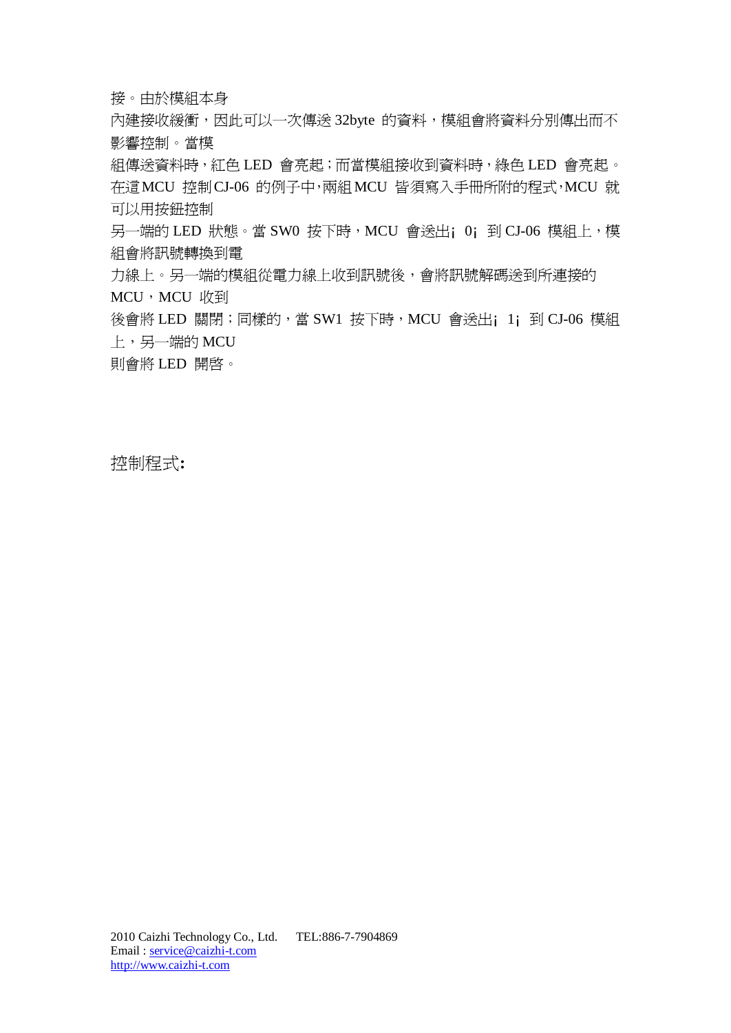接。由於模組本身
內建接收緩衝，因此可以一次傳送 32byte 的資料，模組會將資料分別傳出而不影響控制。當模
組傳送資料時，紅色 LED 會亮起；而當模組接收到資料時，綠色 LED 會亮起。在這 MCU 控制 CJ-06 的例子中，兩組 MCU 皆須寫入手冊所附的程式，MCU 就可以用按鈕控制
另一端的 LED 狀態。當 SW0 按下時，MCU 會送出¡ 0¡ 到 CJ-06 模組上，模組會將訊號轉換到電
力線上。另一端的模組從電力線上收到訊號後，會將訊號解碼送到所連接的 MCU，MCU 收到
後會將 LED 關閉；同樣的，當 SW1 按下時，MCU 會送出¡ 1¡ 到 CJ-06 模組上，另一端的 MCU
則會將 LED 開啓。

控制程式**:**

2010 Caizhi Technology Co., Ltd. TEL:886-7-7904869
Email : service@caizhi-t.com
http://www.caizhi-t.com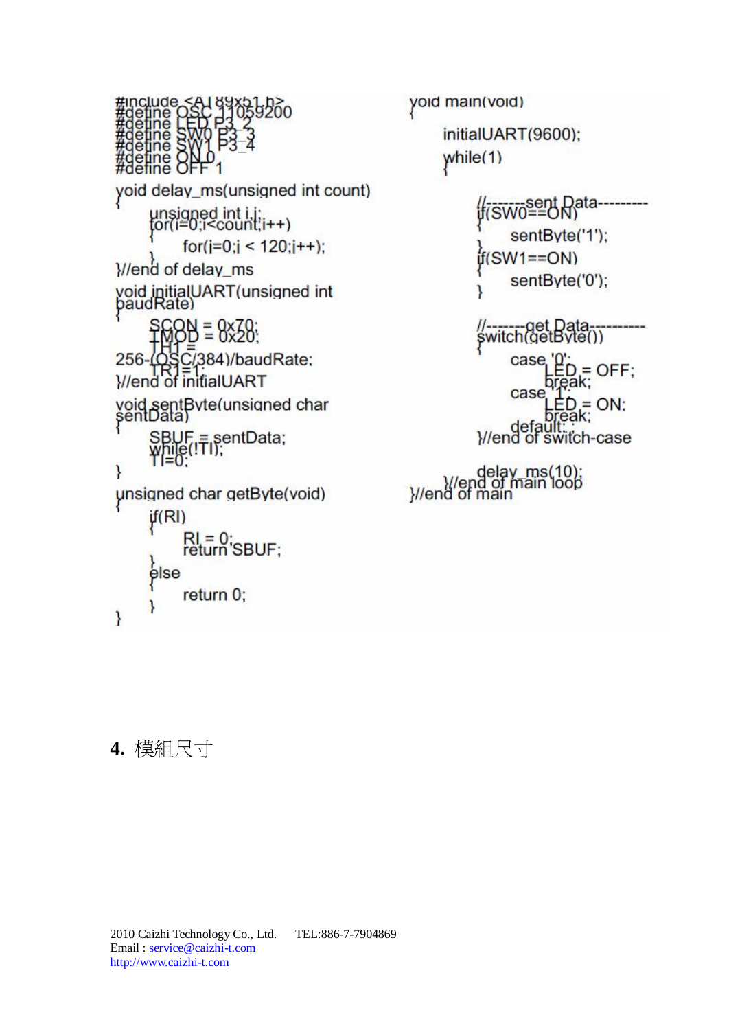```c
#include <AT89x51.h>
#define OSC 11059200
#define LED P3_2
#define SW0 P3_3
#define SW1 P3_4
#define ON 0
#define OFF 1

void delay_ms(unsigned int count)
{
	unsigned int i,j;
	for(i=0;i<count;i++)
	{
		for(j=0;j < 120;j++);
	}
}//end of delay_ms

void initialUART(unsigned int baudRate)
{
	SCON = 0x70;
	TMOD = 0x20;
	TH1 =
256-(OSC/384)/baudRate;
	TR1=1;
}//end of initialUART

void sentByte(unsigned char sentData)
{
	SBUF = sentData;
	while(!TI);
	TI=0;
}

unsigned char getByte(void)
{
	if(RI)
	{
		RI = 0;
		return SBUF;
	}
	else
	{
		return 0;
	}
}

void main(void)
{
	initialUART(9600);
	while(1)
	{
		//-------sent Data---------
		if(SW0==ON)
		{
			sentByte('1');
		}
		if(SW1==ON)
		{
			sentByte('0');
		}

		//-------get Data----------
		switch(getByte())
		{
			case '0':
				LED = OFF;
				break;
			case '1':
				LED = ON;
				break;
			default: ;
		}//end of switch-case

		delay_ms(10);
	}//end of main loop
}//end of main
```

## 4. 模組尺寸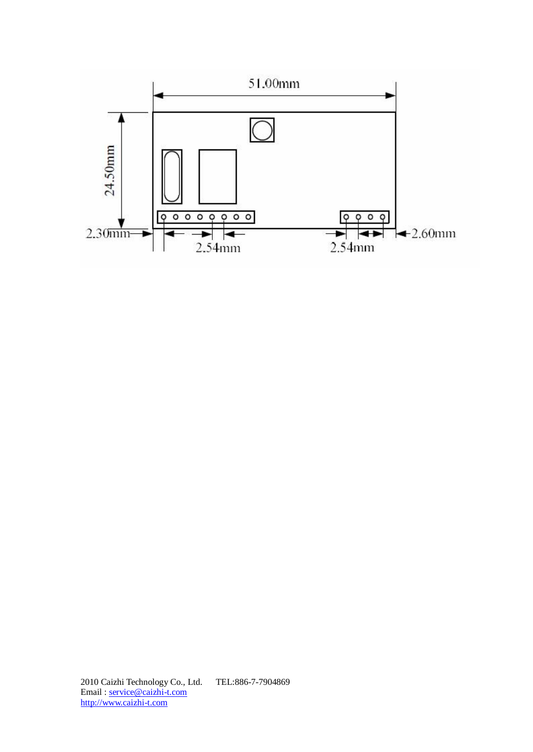51.00mm

24.50mm

2.30mm

2.54mm

2.54mm

2.60mm

2010 Caizhi Technology Co., Ltd. TEL:886-7-7904869
Email : service@caizhi-t.com
http://www.caizhi-t.com